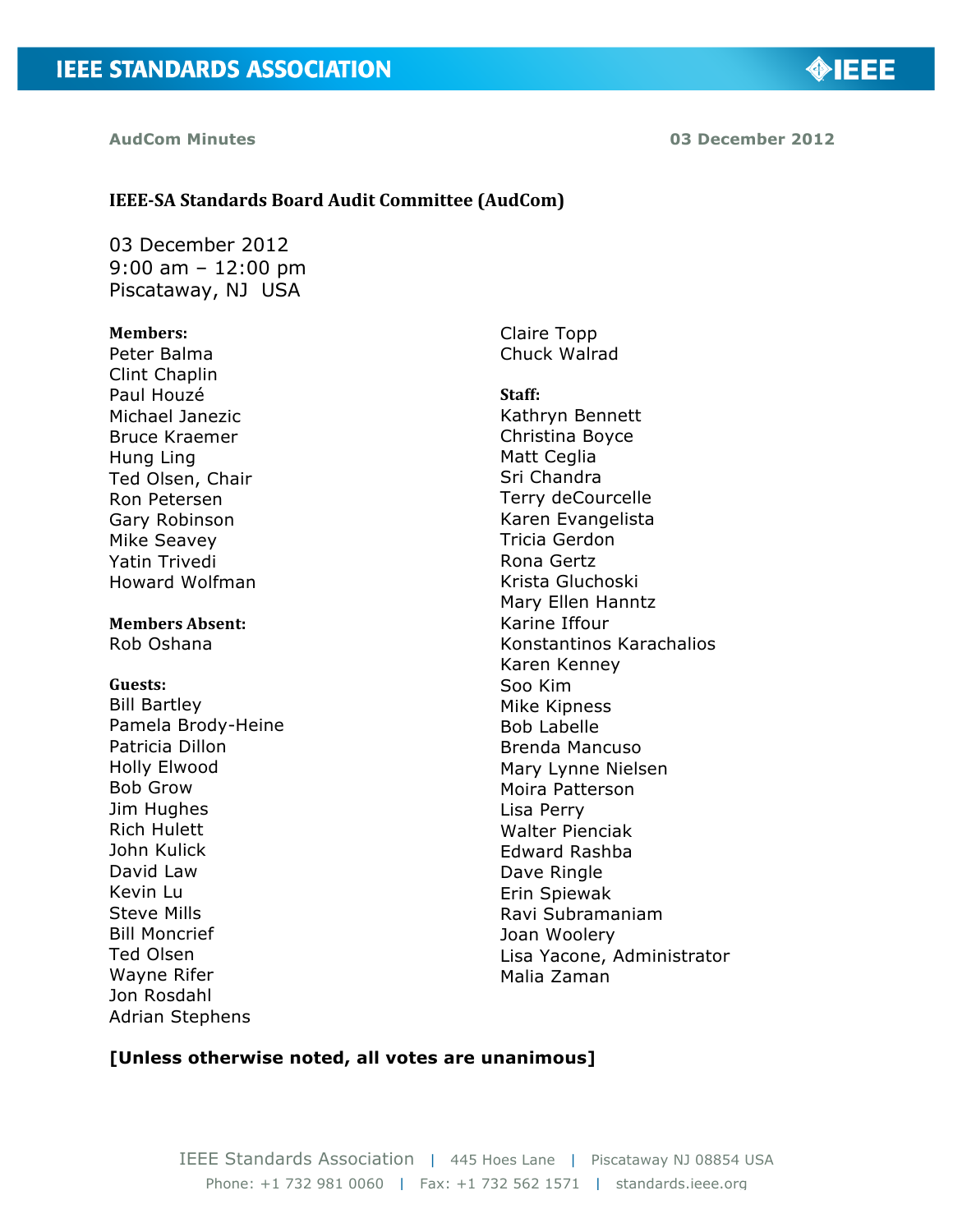AudCom Minutes 03 December 2012

## IEEE-SA Standards Board Audit Committee (AudCom)

03 December 2012
9:00 am – 12:00 pm
Piscataway, NJ USA

**Members:**
Peter Balma
Clint Chaplin
Paul Houzé
Michael Janezic
Bruce Kraemer
Hung Ling
Ted Olsen, Chair
Ron Petersen
Gary Robinson
Mike Seavey
Yatin Trivedi
Howard Wolfman
Claire Topp
Chuck Walrad

**Members Absent:**
Rob Oshana

**Guests:**
Bill Bartley
Pamela Brody-Heine
Patricia Dillon
Holly Elwood
Bob Grow
Jim Hughes
Rich Hulett
John Kulick
David Law
Kevin Lu
Steve Mills
Bill Moncrief
Ted Olsen
Wayne Rifer
Jon Rosdahl
Adrian Stephens

**Staff:**
Kathryn Bennett
Christina Boyce
Matt Ceglia
Sri Chandra
Terry deCourcelle
Karen Evangelista
Tricia Gerdon
Rona Gertz
Krista Gluchoski
Mary Ellen Hanntz
Karine Iffour
Konstantinos Karachalios
Karen Kenney
Soo Kim
Mike Kipness
Bob Labelle
Brenda Mancuso
Mary Lynne Nielsen
Moira Patterson
Lisa Perry
Walter Pienciak
Edward Rashba
Dave Ringle
Erin Spiewak
Ravi Subramaniam
Joan Woolery
Lisa Yacone, Administrator
Malia Zaman

**[Unless otherwise noted, all votes are unanimous]**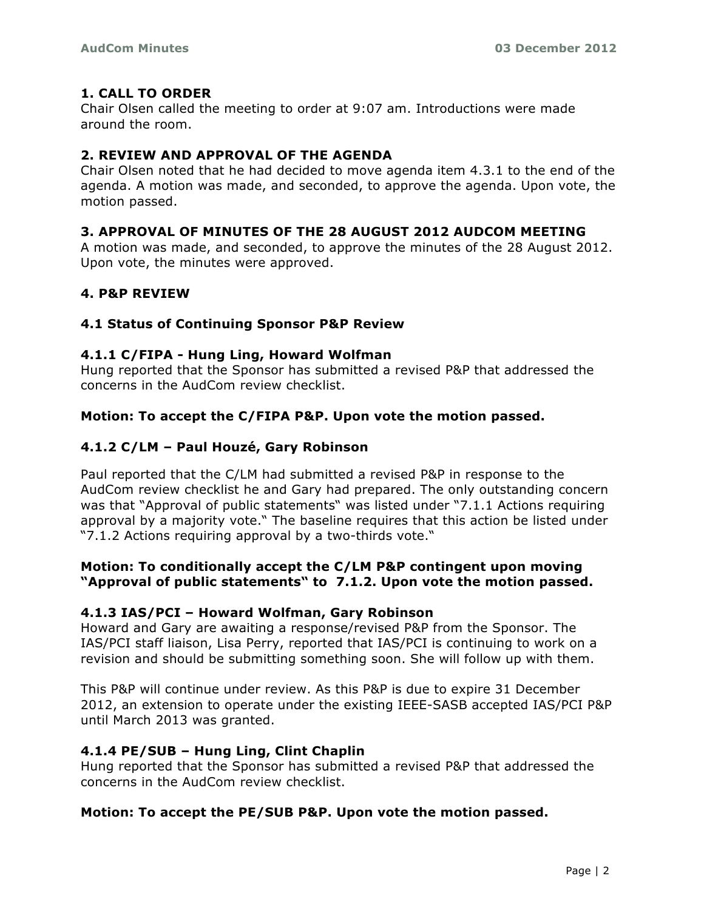## 1. CALL TO ORDER

Chair Olsen called the meeting to order at 9:07 am. Introductions were made around the room.

## 2. REVIEW AND APPROVAL OF THE AGENDA

Chair Olsen noted that he had decided to move agenda item 4.3.1 to the end of the agenda. A motion was made, and seconded, to approve the agenda. Upon vote, the motion passed.

## 3. APPROVAL OF MINUTES OF THE 28 AUGUST 2012 AUDCOM MEETING

A motion was made, and seconded, to approve the minutes of the 28 August 2012. Upon vote, the minutes were approved.

## 4. P&P REVIEW

### 4.1 Status of Continuing Sponsor P&P Review

#### 4.1.1 C/FIPA - Hung Ling, Howard Wolfman

Hung reported that the Sponsor has submitted a revised P&P that addressed the concerns in the AudCom review checklist.

**Motion: To accept the C/FIPA P&P. Upon vote the motion passed.**

#### 4.1.2 C/LM – Paul Houzé, Gary Robinson

Paul reported that the C/LM had submitted a revised P&P in response to the AudCom review checklist he and Gary had prepared. The only outstanding concern was that "Approval of public statements" was listed under "7.1.1 Actions requiring approval by a majority vote." The baseline requires that this action be listed under "7.1.2 Actions requiring approval by a two-thirds vote."

**Motion: To conditionally accept the C/LM P&P contingent upon moving "Approval of public statements" to 7.1.2. Upon vote the motion passed.**

#### 4.1.3 IAS/PCI – Howard Wolfman, Gary Robinson

Howard and Gary are awaiting a response/revised P&P from the Sponsor. The IAS/PCI staff liaison, Lisa Perry, reported that IAS/PCI is continuing to work on a revision and should be submitting something soon. She will follow up with them.

This P&P will continue under review. As this P&P is due to expire 31 December 2012, an extension to operate under the existing IEEE-SASB accepted IAS/PCI P&P until March 2013 was granted.

#### 4.1.4 PE/SUB – Hung Ling, Clint Chaplin

Hung reported that the Sponsor has submitted a revised P&P that addressed the concerns in the AudCom review checklist.

**Motion: To accept the PE/SUB P&P. Upon vote the motion passed.**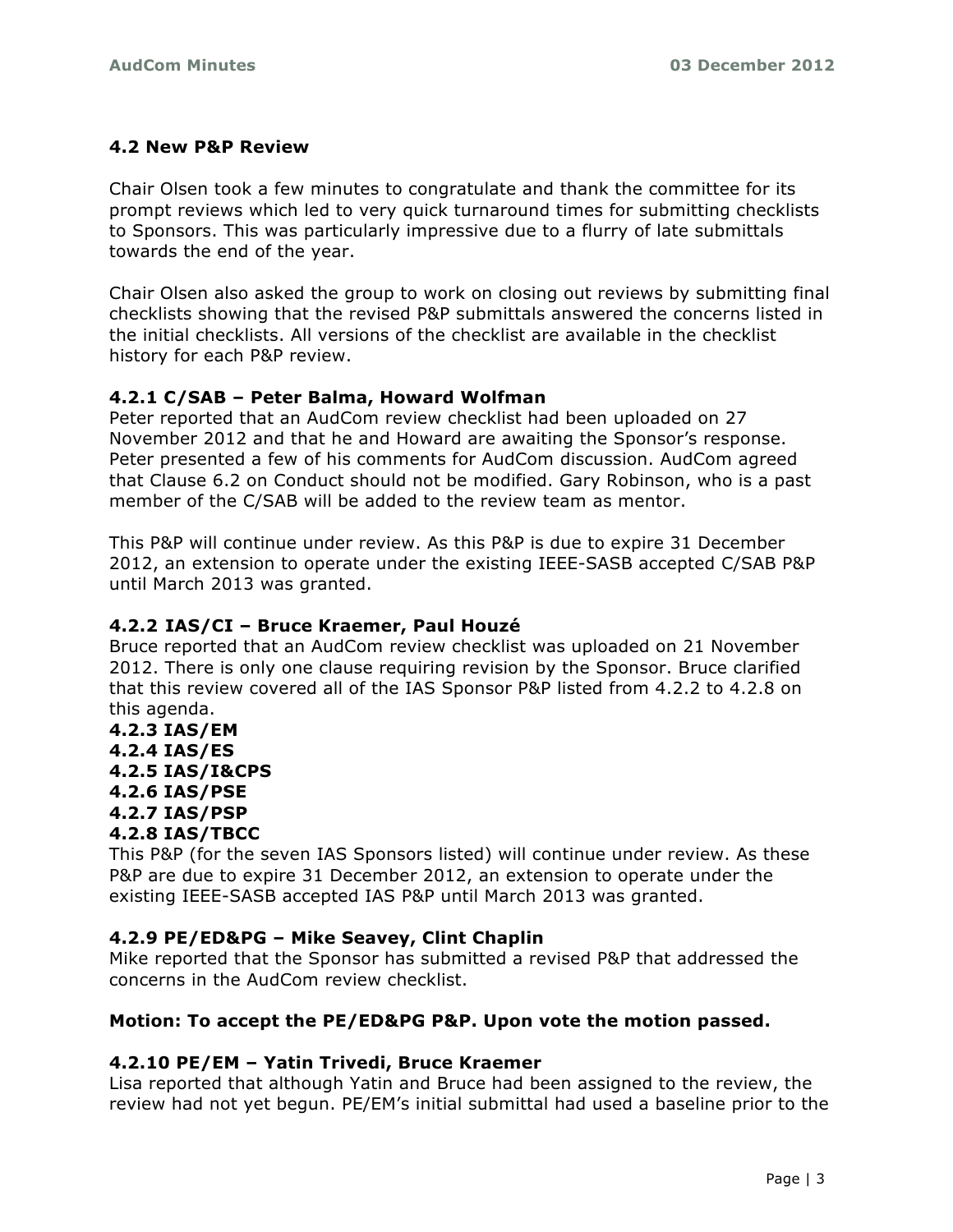## 4.2 New P&P Review

Chair Olsen took a few minutes to congratulate and thank the committee for its prompt reviews which led to very quick turnaround times for submitting checklists to Sponsors. This was particularly impressive due to a flurry of late submittals towards the end of the year.

Chair Olsen also asked the group to work on closing out reviews by submitting final checklists showing that the revised P&P submittals answered the concerns listed in the initial checklists. All versions of the checklist are available in the checklist history for each P&P review.

### 4.2.1 C/SAB – Peter Balma, Howard Wolfman

Peter reported that an AudCom review checklist had been uploaded on 27 November 2012 and that he and Howard are awaiting the Sponsor's response. Peter presented a few of his comments for AudCom discussion. AudCom agreed that Clause 6.2 on Conduct should not be modified. Gary Robinson, who is a past member of the C/SAB will be added to the review team as mentor.

This P&P will continue under review. As this P&P is due to expire 31 December 2012, an extension to operate under the existing IEEE-SASB accepted C/SAB P&P until March 2013 was granted.

### 4.2.2 IAS/CI – Bruce Kraemer, Paul Houzé

Bruce reported that an AudCom review checklist was uploaded on 21 November 2012. There is only one clause requiring revision by the Sponsor. Bruce clarified that this review covered all of the IAS Sponsor P&P listed from 4.2.2 to 4.2.8 on this agenda.

### 4.2.3 IAS/EM
### 4.2.4 IAS/ES
### 4.2.5 IAS/I&CPS
### 4.2.6 IAS/PSE
### 4.2.7 IAS/PSP
### 4.2.8 IAS/TBCC

This P&P (for the seven IAS Sponsors listed) will continue under review. As these P&P are due to expire 31 December 2012, an extension to operate under the existing IEEE-SASB accepted IAS P&P until March 2013 was granted.

### 4.2.9 PE/ED&PG – Mike Seavey, Clint Chaplin

Mike reported that the Sponsor has submitted a revised P&P that addressed the concerns in the AudCom review checklist.

**Motion: To accept the PE/ED&PG P&P. Upon vote the motion passed.**

### 4.2.10 PE/EM – Yatin Trivedi, Bruce Kraemer

Lisa reported that although Yatin and Bruce had been assigned to the review, the review had not yet begun. PE/EM's initial submittal had used a baseline prior to the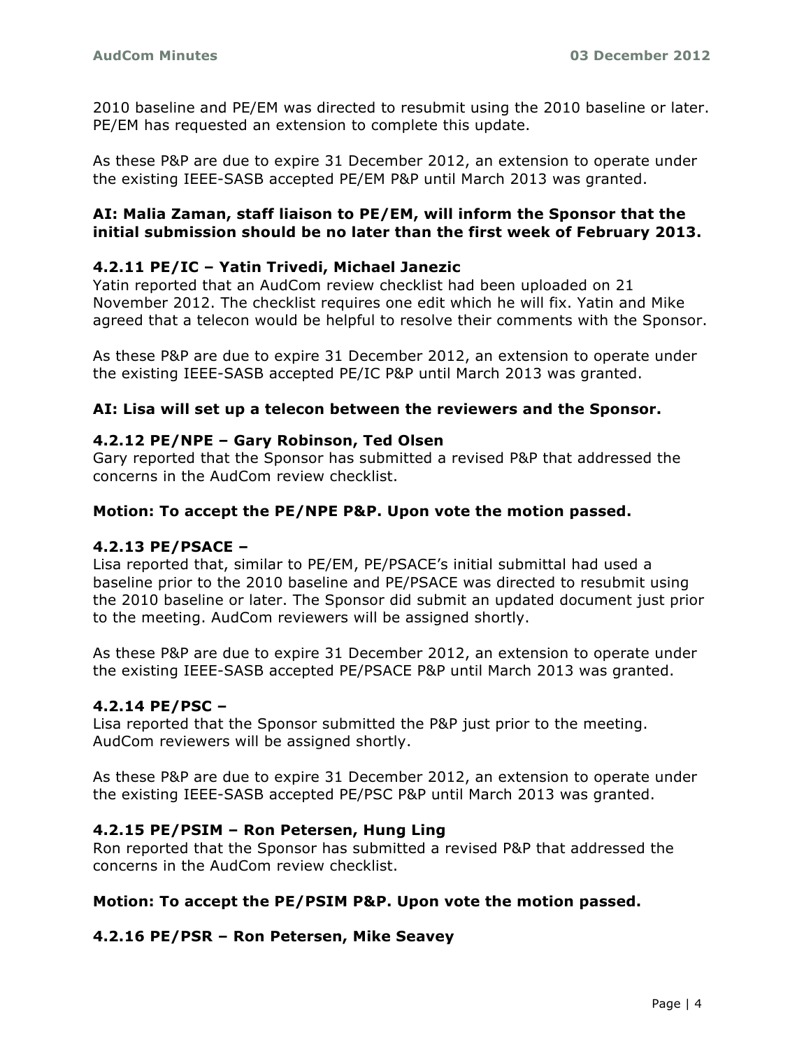2010 baseline and PE/EM was directed to resubmit using the 2010 baseline or later. PE/EM has requested an extension to complete this update.

As these P&P are due to expire 31 December 2012, an extension to operate under the existing IEEE-SASB accepted PE/EM P&P until March 2013 was granted.

**AI: Malia Zaman, staff liaison to PE/EM, will inform the Sponsor that the initial submission should be no later than the first week of February 2013.**

### 4.2.11 PE/IC – Yatin Trivedi, Michael Janezic

Yatin reported that an AudCom review checklist had been uploaded on 21 November 2012. The checklist requires one edit which he will fix. Yatin and Mike agreed that a telecon would be helpful to resolve their comments with the Sponsor.

As these P&P are due to expire 31 December 2012, an extension to operate under the existing IEEE-SASB accepted PE/IC P&P until March 2013 was granted.

**AI: Lisa will set up a telecon between the reviewers and the Sponsor.**

### 4.2.12 PE/NPE – Gary Robinson, Ted Olsen

Gary reported that the Sponsor has submitted a revised P&P that addressed the concerns in the AudCom review checklist.

**Motion: To accept the PE/NPE P&P. Upon vote the motion passed.**

### 4.2.13 PE/PSACE –

Lisa reported that, similar to PE/EM, PE/PSACE's initial submittal had used a baseline prior to the 2010 baseline and PE/PSACE was directed to resubmit using the 2010 baseline or later. The Sponsor did submit an updated document just prior to the meeting. AudCom reviewers will be assigned shortly.

As these P&P are due to expire 31 December 2012, an extension to operate under the existing IEEE-SASB accepted PE/PSACE P&P until March 2013 was granted.

### 4.2.14 PE/PSC –

Lisa reported that the Sponsor submitted the P&P just prior to the meeting. AudCom reviewers will be assigned shortly.

As these P&P are due to expire 31 December 2012, an extension to operate under the existing IEEE-SASB accepted PE/PSC P&P until March 2013 was granted.

### 4.2.15 PE/PSIM – Ron Petersen, Hung Ling

Ron reported that the Sponsor has submitted a revised P&P that addressed the concerns in the AudCom review checklist.

**Motion: To accept the PE/PSIM P&P. Upon vote the motion passed.**

### 4.2.16 PE/PSR – Ron Petersen, Mike Seavey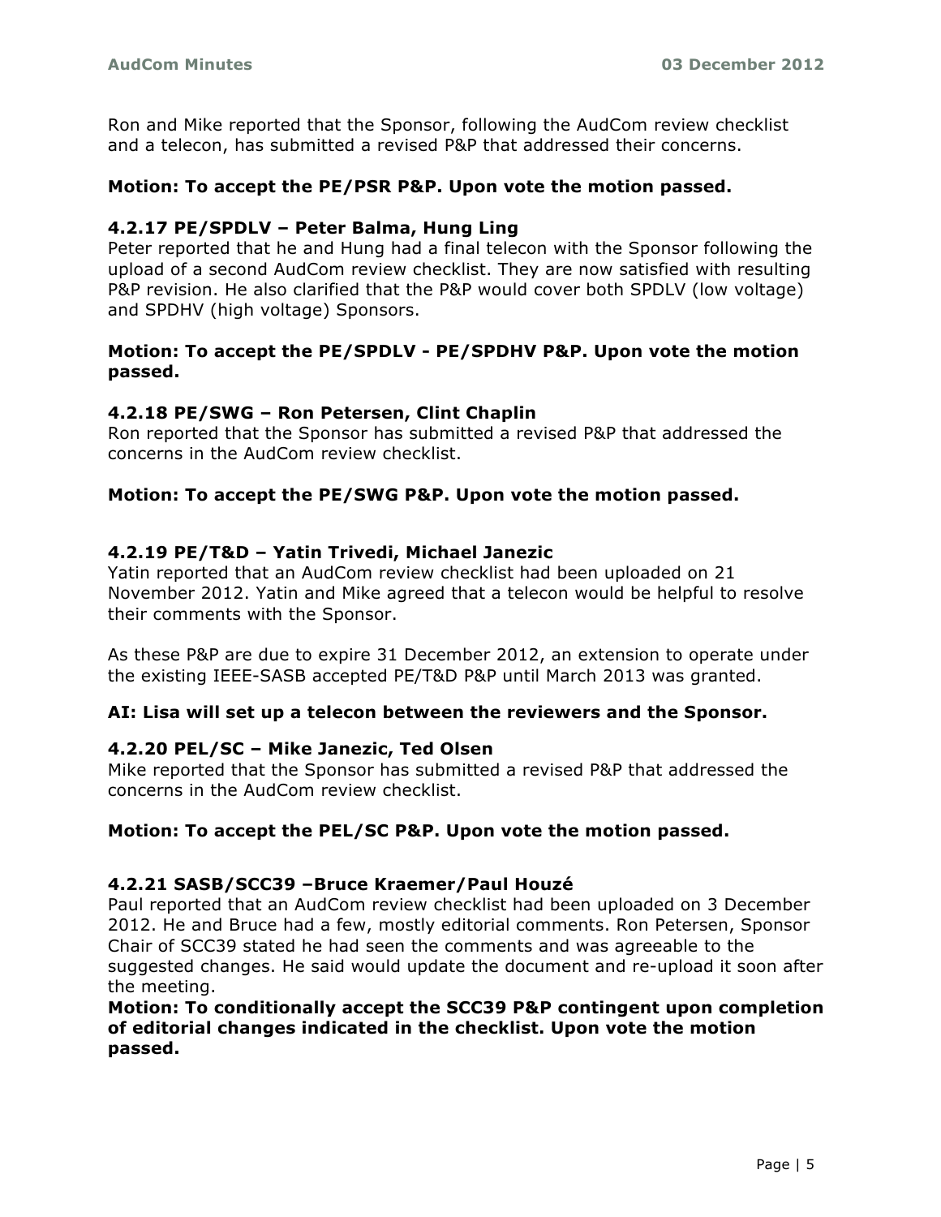Ron and Mike reported that the Sponsor, following the AudCom review checklist and a telecon, has submitted a revised P&P that addressed their concerns.

**Motion: To accept the PE/PSR P&P. Upon vote the motion passed.**

#### 4.2.17 PE/SPDLV – Peter Balma, Hung Ling

Peter reported that he and Hung had a final telecon with the Sponsor following the upload of a second AudCom review checklist. They are now satisfied with resulting P&P revision. He also clarified that the P&P would cover both SPDLV (low voltage) and SPDHV (high voltage) Sponsors.

**Motion: To accept the PE/SPDLV - PE/SPDHV P&P. Upon vote the motion passed.**

#### 4.2.18 PE/SWG – Ron Petersen, Clint Chaplin

Ron reported that the Sponsor has submitted a revised P&P that addressed the concerns in the AudCom review checklist.

**Motion: To accept the PE/SWG P&P. Upon vote the motion passed.**

#### 4.2.19 PE/T&D – Yatin Trivedi, Michael Janezic

Yatin reported that an AudCom review checklist had been uploaded on 21 November 2012. Yatin and Mike agreed that a telecon would be helpful to resolve their comments with the Sponsor.

As these P&P are due to expire 31 December 2012, an extension to operate under the existing IEEE-SASB accepted PE/T&D P&P until March 2013 was granted.

**AI: Lisa will set up a telecon between the reviewers and the Sponsor.**

#### 4.2.20 PEL/SC – Mike Janezic, Ted Olsen

Mike reported that the Sponsor has submitted a revised P&P that addressed the concerns in the AudCom review checklist.

**Motion: To accept the PEL/SC P&P. Upon vote the motion passed.**

#### 4.2.21 SASB/SCC39 –Bruce Kraemer/Paul Houzé

Paul reported that an AudCom review checklist had been uploaded on 3 December 2012. He and Bruce had a few, mostly editorial comments. Ron Petersen, Sponsor Chair of SCC39 stated he had seen the comments and was agreeable to the suggested changes. He said would update the document and re-upload it soon after the meeting.

**Motion: To conditionally accept the SCC39 P&P contingent upon completion of editorial changes indicated in the checklist. Upon vote the motion passed.**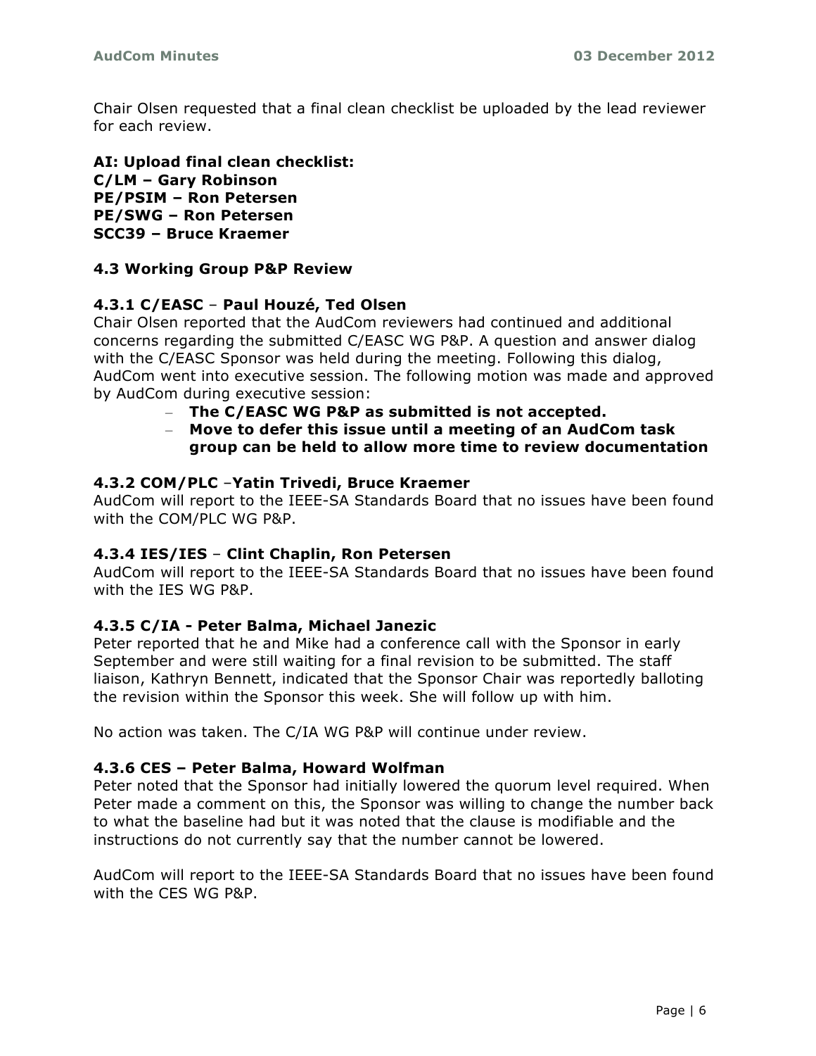Chair Olsen requested that a final clean checklist be uploaded by the lead reviewer for each review.

**AI: Upload final clean checklist:**
**C/LM – Gary Robinson**
**PE/PSIM – Ron Petersen**
**PE/SWG – Ron Petersen**
**SCC39 – Bruce Kraemer**

### 4.3 Working Group P&P Review

#### 4.3.1 C/EASC – Paul Houzé, Ted Olsen

Chair Olsen reported that the AudCom reviewers had continued and additional concerns regarding the submitted C/EASC WG P&P. A question and answer dialog with the C/EASC Sponsor was held during the meeting. Following this dialog, AudCom went into executive session. The following motion was made and approved by AudCom during executive session:

- **The C/EASC WG P&P as submitted is not accepted.**
- **Move to defer this issue until a meeting of an AudCom task group can be held to allow more time to review documentation**

#### 4.3.2 COM/PLC –Yatin Trivedi, Bruce Kraemer

AudCom will report to the IEEE-SA Standards Board that no issues have been found with the COM/PLC WG P&P.

#### 4.3.4 IES/IES – Clint Chaplin, Ron Petersen

AudCom will report to the IEEE-SA Standards Board that no issues have been found with the IES WG P&P.

#### 4.3.5 C/IA - Peter Balma, Michael Janezic

Peter reported that he and Mike had a conference call with the Sponsor in early September and were still waiting for a final revision to be submitted. The staff liaison, Kathryn Bennett, indicated that the Sponsor Chair was reportedly balloting the revision within the Sponsor this week. She will follow up with him.

No action was taken. The C/IA WG P&P will continue under review.

#### 4.3.6 CES – Peter Balma, Howard Wolfman

Peter noted that the Sponsor had initially lowered the quorum level required. When Peter made a comment on this, the Sponsor was willing to change the number back to what the baseline had but it was noted that the clause is modifiable and the instructions do not currently say that the number cannot be lowered.

AudCom will report to the IEEE-SA Standards Board that no issues have been found with the CES WG P&P.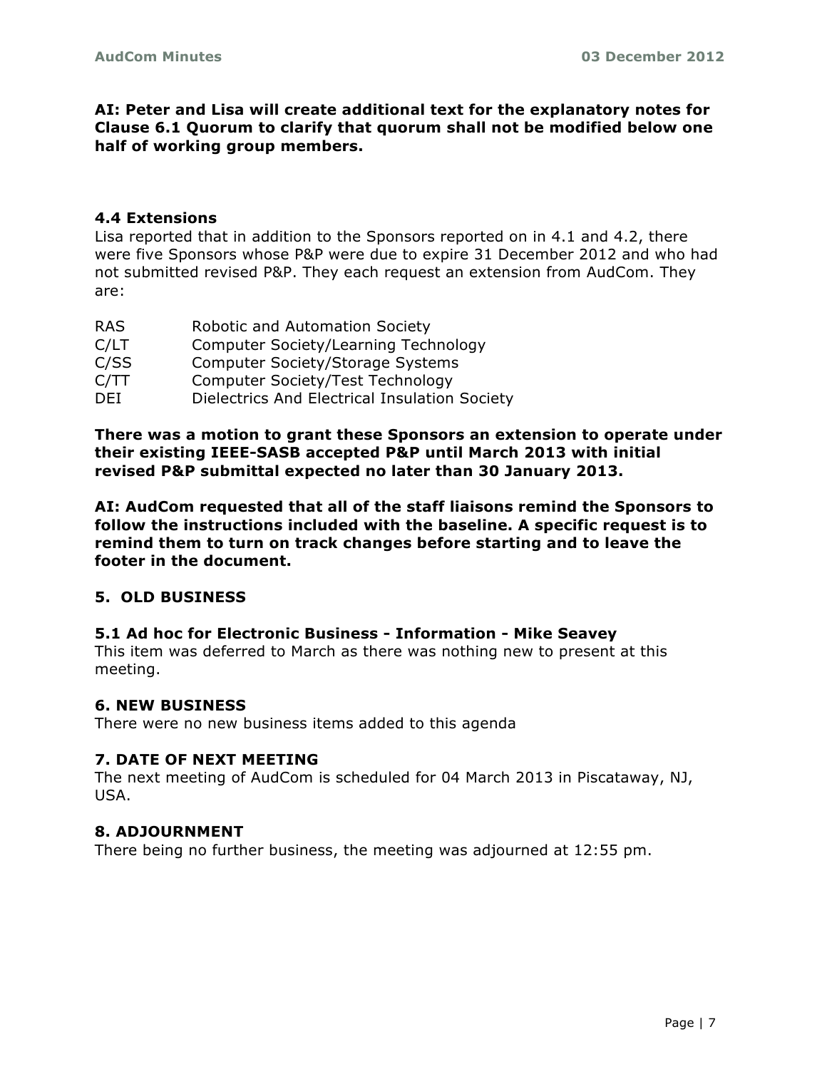**AI: Peter and Lisa will create additional text for the explanatory notes for Clause 6.1 Quorum to clarify that quorum shall not be modified below one half of working group members.**

### 4.4 Extensions

Lisa reported that in addition to the Sponsors reported on in 4.1 and 4.2, there were five Sponsors whose P&P were due to expire 31 December 2012 and who had not submitted revised P&P. They each request an extension from AudCom. They are:

| | |
|---|---|
| RAS | Robotic and Automation Society |
| C/LT | Computer Society/Learning Technology |
| C/SS | Computer Society/Storage Systems |
| C/TT | Computer Society/Test Technology |
| DEI | Dielectrics And Electrical Insulation Society |

**There was a motion to grant these Sponsors an extension to operate under their existing IEEE-SASB accepted P&P until March 2013 with initial revised P&P submittal expected no later than 30 January 2013.**

**AI: AudCom requested that all of the staff liaisons remind the Sponsors to follow the instructions included with the baseline. A specific request is to remind them to turn on track changes before starting and to leave the footer in the document.**

## 5. OLD BUSINESS

### 5.1 Ad hoc for Electronic Business - Information - Mike Seavey

This item was deferred to March as there was nothing new to present at this meeting.

## 6. NEW BUSINESS

There were no new business items added to this agenda

## 7. DATE OF NEXT MEETING

The next meeting of AudCom is scheduled for 04 March 2013 in Piscataway, NJ, USA.

## 8. ADJOURNMENT

There being no further business, the meeting was adjourned at 12:55 pm.